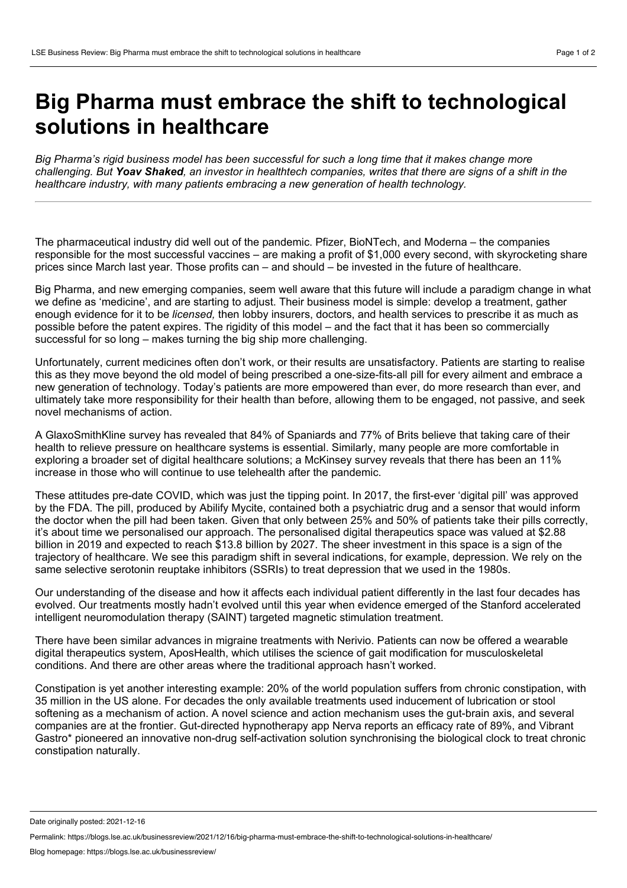# Big Pharma must embrace the shift to technological solutions in healthcare

*Big Pharma's rigid business model has been successful for such a long time that it makes change more challenging. But **Yoav Shaked**, an investor in healthtech companies, writes that there are signs of a shift in the healthcare industry, with many patients embracing a new generation of health technology.*

---

The pharmaceutical industry did well out of the pandemic. Pfizer, BioNTech, and Moderna – the companies responsible for the most successful vaccines – are making a profit of $1,000 every second, with skyrocketing share prices since March last year. Those profits can – and should – be invested in the future of healthcare.

Big Pharma, and new emerging companies, seem well aware that this future will include a paradigm change in what we define as 'medicine', and are starting to adjust. Their business model is simple: develop a treatment, gather enough evidence for it to be *licensed,* then lobby insurers, doctors, and health services to prescribe it as much as possible before the patent expires. The rigidity of this model – and the fact that it has been so commercially successful for so long – makes turning the big ship more challenging.

Unfortunately, current medicines often don't work, or their results are unsatisfactory. Patients are starting to realise this as they move beyond the old model of being prescribed a one-size-fits-all pill for every ailment and embrace a new generation of technology. Today's patients are more empowered than ever, do more research than ever, and ultimately take more responsibility for their health than before, allowing them to be engaged, not passive, and seek novel mechanisms of action.

A GlaxoSmithKline survey has revealed that 84% of Spaniards and 77% of Brits believe that taking care of their health to relieve pressure on healthcare systems is essential. Similarly, many people are more comfortable in exploring a broader set of digital healthcare solutions; a McKinsey survey reveals that there has been an 11% increase in those who will continue to use telehealth after the pandemic.

These attitudes pre-date COVID, which was just the tipping point. In 2017, the first-ever 'digital pill' was approved by the FDA. The pill, produced by Abilify Mycite, contained both a psychiatric drug and a sensor that would inform the doctor when the pill had been taken. Given that only between 25% and 50% of patients take their pills correctly, it's about time we personalised our approach. The personalised digital therapeutics space was valued at $2.88 billion in 2019 and expected to reach $13.8 billion by 2027. The sheer investment in this space is a sign of the trajectory of healthcare. We see this paradigm shift in several indications, for example, depression. We rely on the same selective serotonin reuptake inhibitors (SSRIs) to treat depression that we used in the 1980s.

Our understanding of the disease and how it affects each individual patient differently in the last four decades has evolved. Our treatments mostly hadn't evolved until this year when evidence emerged of the Stanford accelerated intelligent neuromodulation therapy (SAINT) targeted magnetic stimulation treatment.

There have been similar advances in migraine treatments with Nerivio. Patients can now be offered a wearable digital therapeutics system, AposHealth, which utilises the science of gait modification for musculoskeletal conditions. And there are other areas where the traditional approach hasn't worked.

Constipation is yet another interesting example: 20% of the world population suffers from chronic constipation, with 35 million in the US alone. For decades the only available treatments used inducement of lubrication or stool softening as a mechanism of action. A novel science and action mechanism uses the gut-brain axis, and several companies are at the frontier. Gut-directed hypnotherapy app Nerva reports an efficacy rate of 89%, and Vibrant Gastro* pioneered an innovative non-drug self-activation solution synchronising the biological clock to treat chronic constipation naturally.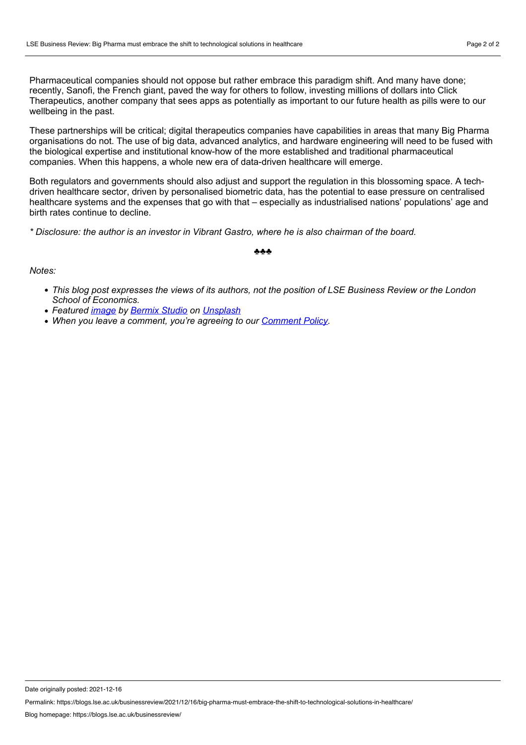Pharmaceutical companies should not oppose but rather embrace this paradigm shift. And many have done; recently, Sanofi, the French giant, paved the way for others to follow, investing millions of dollars into Click Therapeutics, another company that sees apps as potentially as important to our future health as pills were to our wellbeing in the past.

These partnerships will be critical; digital therapeutics companies have capabilities in areas that many Big Pharma organisations do not. The use of big data, advanced analytics, and hardware engineering will need to be fused with the biological expertise and institutional know-how of the more established and traditional pharmaceutical companies. When this happens, a whole new era of data-driven healthcare will emerge.

Both regulators and governments should also adjust and support the regulation in this blossoming space. A tech-driven healthcare sector, driven by personalised biometric data, has the potential to ease pressure on centralised healthcare systems and the expenses that go with that – especially as industrialised nations' populations' age and birth rates continue to decline.

*\* Disclosure: the author is an investor in Vibrant Gastro, where he is also chairman of the board.*

♣♣♣

*Notes:*

- *This blog post expresses the views of its authors, not the position of LSE Business Review or the London School of Economics.*
- *Featured [image](#) by [Bermix Studio](#) on [Unsplash](#)*
- *When you leave a comment, you're agreeing to our [Comment Policy](#).*

Date originally posted: 2021-12-16

Permalink: https://blogs.lse.ac.uk/businessreview/2021/12/16/big-pharma-must-embrace-the-shift-to-technological-solutions-in-healthcare/

Blog homepage: https://blogs.lse.ac.uk/businessreview/